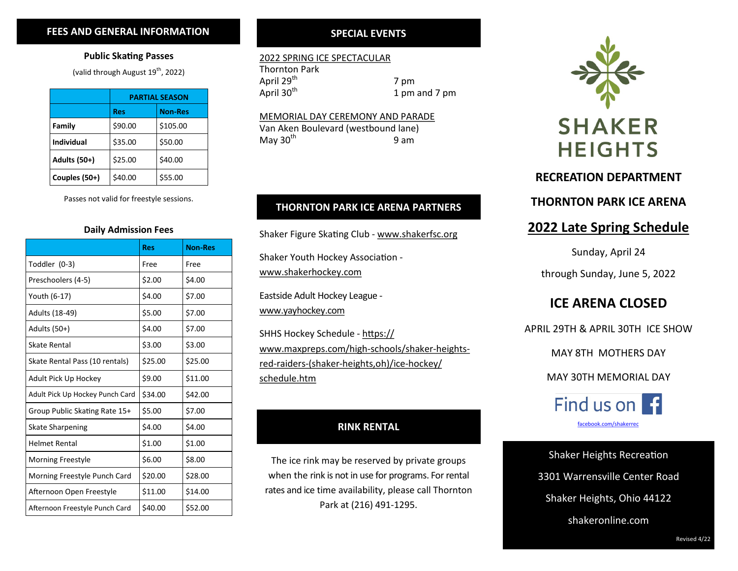## FEES AND GENERAL INFORMATION

### Public Skating Passes

(valid through August 19th, 2022)

| | PARTIAL SEASON | |
|---|---|---|
| | Res | Non-Res |
| Family | $90.00 | $105.00 |
| Individual | $35.00 | $50.00 |
| Adults (50+) | $25.00 | $40.00 |
| Couples (50+) | $40.00 | $55.00 |

Passes not valid for freestyle sessions.

### Daily Admission Fees

| | Res | Non-Res |
|---|---|---|
| Toddler (0-3) | Free | Free |
| Preschoolers (4-5) | $2.00 | $4.00 |
| Youth (6-17) | $4.00 | $7.00 |
| Adults (18-49) | $5.00 | $7.00 |
| Adults (50+) | $4.00 | $7.00 |
| Skate Rental | $3.00 | $3.00 |
| Skate Rental Pass (10 rentals) | $25.00 | $25.00 |
| Adult Pick Up Hockey | $9.00 | $11.00 |
| Adult Pick Up Hockey Punch Card | $34.00 | $42.00 |
| Group Public Skating Rate 15+ | $5.00 | $7.00 |
| Skate Sharpening | $4.00 | $4.00 |
| Helmet Rental | $1.00 | $1.00 |
| Morning Freestyle | $6.00 | $8.00 |
| Morning Freestyle Punch Card | $20.00 | $28.00 |
| Afternoon Open Freestyle | $11.00 | $14.00 |
| Afternoon Freestyle Punch Card | $40.00 | $52.00 |

## SPECIAL EVENTS

2022 SPRING ICE SPECTACULAR
Thornton Park
April 29th — 7 pm
April 30th — 1 pm and 7 pm

MEMORIAL DAY CEREMONY AND PARADE
Van Aken Boulevard (westbound lane)
May 30th — 9 am

## THORNTON PARK ICE ARENA PARTNERS

Shaker Figure Skating Club - www.shakerfsc.org

Shaker Youth Hockey Association - www.shakerhockey.com

Eastside Adult Hockey League - www.yayhockey.com

SHHS Hockey Schedule - https://www.maxpreps.com/high-schools/shaker-heights-red-raiders-(shaker-heights,oh)/ice-hockey/schedule.htm

## RINK RENTAL

The ice rink may be reserved by private groups when the rink is not in use for programs. For rental rates and ice time availability, please call Thornton Park at (216) 491-1295.

SHAKER HEIGHTS

## RECREATION DEPARTMENT

## THORNTON PARK ICE ARENA

# 2022 Late Spring Schedule

Sunday, April 24

through Sunday, June 5, 2022

## ICE ARENA CLOSED

APRIL 29TH & APRIL 30TH ICE SHOW

MAY 8TH MOTHERS DAY

MAY 30TH MEMORIAL DAY

Find us on Facebook

facebook.com/shakerrec

Shaker Heights Recreation
3301 Warrensville Center Road
Shaker Heights, Ohio 44122
shakeronline.com

Revised 4/22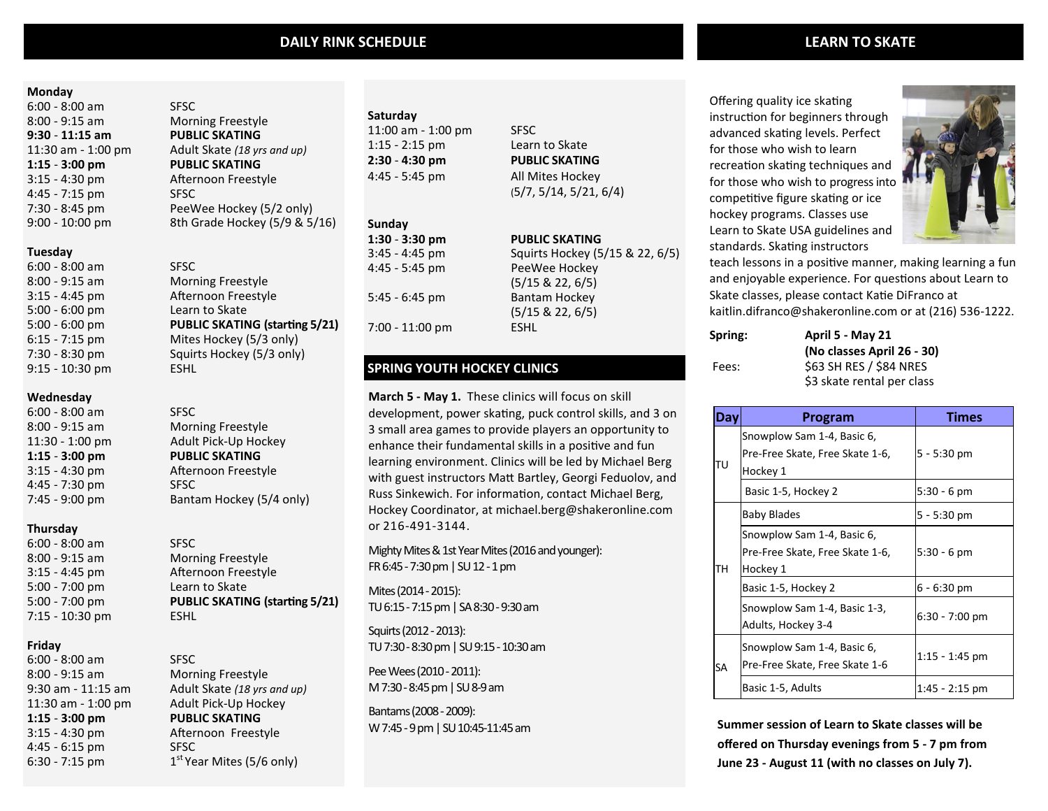## DAILY RINK SCHEDULE

**Monday**

| | |
|---|---|
| 6:00 - 8:00 am | SFSC |
| 8:00 - 9:15 am | Morning Freestyle |
| **9:30 - 11:15 am** | **PUBLIC SKATING** |
| 11:30 am - 1:00 pm | Adult Skate *(18 yrs and up)* |
| **1:15 - 3:00 pm** | **PUBLIC SKATING** |
| 3:15 - 4:30 pm | Afternoon Freestyle |
| 4:45 - 7:15 pm | SFSC |
| 7:30 - 8:45 pm | PeeWee Hockey (5/2 only) |
| 9:00 - 10:00 pm | 8th Grade Hockey (5/9 & 5/16) |

**Tuesday**

| | |
|---|---|
| 6:00 - 8:00 am | SFSC |
| 8:00 - 9:15 am | Morning Freestyle |
| 3:15 - 4:45 pm | Afternoon Freestyle |
| 5:00 - 6:00 pm | Learn to Skate |
| 5:00 - 6:00 pm | **PUBLIC SKATING (starting 5/21)** |
| 6:15 - 7:15 pm | Mites Hockey (5/3 only) |
| 7:30 - 8:30 pm | Squirts Hockey (5/3 only) |
| 9:15 - 10:30 pm | ESHL |

**Wednesday**

| | |
|---|---|
| 6:00 - 8:00 am | SFSC |
| 8:00 - 9:15 am | Morning Freestyle |
| 11:30 - 1:00 pm | Adult Pick-Up Hockey |
| **1:15 - 3:00 pm** | **PUBLIC SKATING** |
| 3:15 - 4:30 pm | Afternoon Freestyle |
| 4:45 - 7:30 pm | SFSC |
| 7:45 - 9:00 pm | Bantam Hockey (5/4 only) |

**Thursday**

| | |
|---|---|
| 6:00 - 8:00 am | SFSC |
| 8:00 - 9:15 am | Morning Freestyle |
| 3:15 - 4:45 pm | Afternoon Freestyle |
| 5:00 - 7:00 pm | Learn to Skate |
| 5:00 - 7:00 pm | **PUBLIC SKATING (starting 5/21)** |
| 7:15 - 10:30 pm | ESHL |

**Friday**

| | |
|---|---|
| 6:00 - 8:00 am | SFSC |
| 8:00 - 9:15 am | Morning Freestyle |
| 9:30 am - 11:15 am | Adult Skate *(18 yrs and up)* |
| 11:30 am - 1:00 pm | Adult Pick-Up Hockey |
| **1:15 - 3:00 pm** | **PUBLIC SKATING** |
| 3:15 - 4:30 pm | Afternoon Freestyle |
| 4:45 - 6:15 pm | SFSC |
| 6:30 - 7:15 pm | 1st Year Mites (5/6 only) |

**Saturday**

| | |
|---|---|
| 11:00 am - 1:00 pm | SFSC |
| 1:15 - 2:15 pm | Learn to Skate |
| **2:30 - 4:30 pm** | **PUBLIC SKATING** |
| 4:45 - 5:45 pm | All Mites Hockey (5/7, 5/14, 5/21, 6/4) |

**Sunday**

| | |
|---|---|
| **1:30 - 3:30 pm** | **PUBLIC SKATING** |
| 3:45 - 4:45 pm | Squirts Hockey (5/15 & 22, 6/5) |
| 4:45 - 5:45 pm | PeeWee Hockey (5/15 & 22, 6/5) |
| 5:45 - 6:45 pm | Bantam Hockey (5/15 & 22, 6/5) |
| 7:00 - 11:00 pm | ESHL |

## SPRING YOUTH HOCKEY CLINICS

**March 5 - May 1.** These clinics will focus on skill development, power skating, puck control skills, and 3 on 3 small area games to provide players an opportunity to enhance their fundamental skills in a positive and fun learning environment. Clinics will be led by Michael Berg with guest instructors Matt Bartley, Georgi Feduolov, and Russ Sinkewich. For information, contact Michael Berg, Hockey Coordinator, at michael.berg@shakeronline.com or 216-491-3144.

Mighty Mites & 1st Year Mites (2016 and younger):
FR 6:45 - 7:30 pm | SU 12 - 1 pm

Mites (2014 - 2015):
TU 6:15 - 7:15 pm | SA 8:30 - 9:30 am

Squirts (2012 - 2013):
TU 7:30 - 8:30 pm | SU 9:15 - 10:30 am

Pee Wees (2010 - 2011):
M 7:30 - 8:45 pm | SU 8-9 am

Bantams (2008 - 2009):
W 7:45 - 9 pm | SU 10:45-11:45 am

## LEARN TO SKATE

Offering quality ice skating instruction for beginners through advanced skating levels. Perfect for those who wish to learn recreation skating techniques and for those who wish to progress into competitive figure skating or ice hockey programs. Classes use Learn to Skate USA guidelines and standards. Skating instructors teach lessons in a positive manner, making learning a fun and enjoyable experience. For questions about Learn to Skate classes, please contact Katie DiFranco at kaitlin.difranco@shakeronline.com or at (216) 536-1222.

**Spring:** **April 5 - May 21**
**(No classes April 26 - 30)**

Fees: $63 SH RES / $84 NRES
$3 skate rental per class

| Day | Program | Times |
|---|---|---|
| TU | Snowplow Sam 1-4, Basic 6, Pre-Free Skate, Free Skate 1-6, Hockey 1 | 5 - 5:30 pm |
| | Basic 1-5, Hockey 2 | 5:30 - 6 pm |
| TH | Baby Blades | 5 - 5:30 pm |
| | Snowplow Sam 1-4, Basic 6, Pre-Free Skate, Free Skate 1-6, Hockey 1 | 5:30 - 6 pm |
| | Basic 1-5, Hockey 2 | 6 - 6:30 pm |
| | Snowplow Sam 1-4, Basic 1-3, Adults, Hockey 3-4 | 6:30 - 7:00 pm |
| SA | Snowplow Sam 1-4, Basic 6, Pre-Free Skate, Free Skate 1-6 | 1:15 - 1:45 pm |
| | Basic 1-5, Adults | 1:45 - 2:15 pm |

**Summer session of Learn to Skate classes will be offered on Thursday evenings from 5 - 7 pm from June 23 - August 11 (with no classes on July 7).**